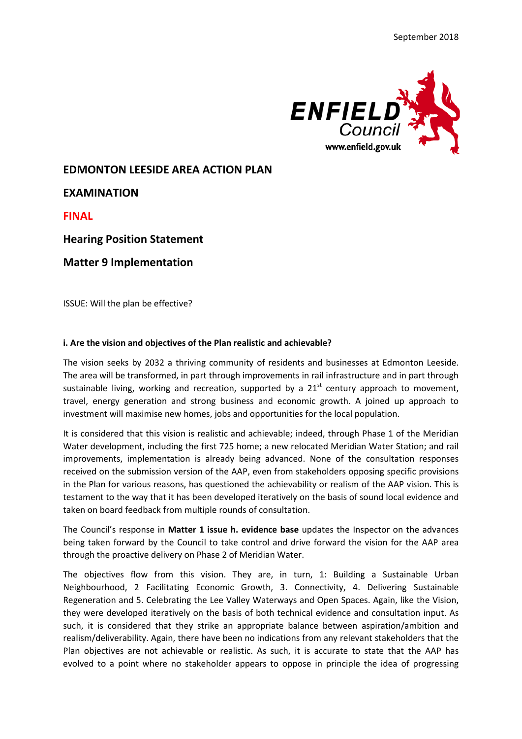September 2018

ENFIELD Council
www.enfield.gov.uk

# EDMONTON LEESIDE AREA ACTION PLAN

# EXAMINATION

# FINAL

## Hearing Position Statement

## Matter 9 Implementation

ISSUE: Will the plan be effective?

**i. Are the vision and objectives of the Plan realistic and achievable?**

The vision seeks by 2032 a thriving community of residents and businesses at Edmonton Leeside. The area will be transformed, in part through improvements in rail infrastructure and in part through sustainable living, working and recreation, supported by a 21st century approach to movement, travel, energy generation and strong business and economic growth. A joined up approach to investment will maximise new homes, jobs and opportunities for the local population.

It is considered that this vision is realistic and achievable; indeed, through Phase 1 of the Meridian Water development, including the first 725 home; a new relocated Meridian Water Station; and rail improvements, implementation is already being advanced. None of the consultation responses received on the submission version of the AAP, even from stakeholders opposing specific provisions in the Plan for various reasons, has questioned the achievability or realism of the AAP vision. This is testament to the way that it has been developed iteratively on the basis of sound local evidence and taken on board feedback from multiple rounds of consultation.

The Council's response in **Matter 1 issue h. evidence base** updates the Inspector on the advances being taken forward by the Council to take control and drive forward the vision for the AAP area through the proactive delivery on Phase 2 of Meridian Water.

The objectives flow from this vision. They are, in turn, 1: Building a Sustainable Urban Neighbourhood, 2 Facilitating Economic Growth, 3. Connectivity, 4. Delivering Sustainable Regeneration and 5. Celebrating the Lee Valley Waterways and Open Spaces. Again, like the Vision, they were developed iteratively on the basis of both technical evidence and consultation input. As such, it is considered that they strike an appropriate balance between aspiration/ambition and realism/deliverability. Again, there have been no indications from any relevant stakeholders that the Plan objectives are not achievable or realistic. As such, it is accurate to state that the AAP has evolved to a point where no stakeholder appears to oppose in principle the idea of progressing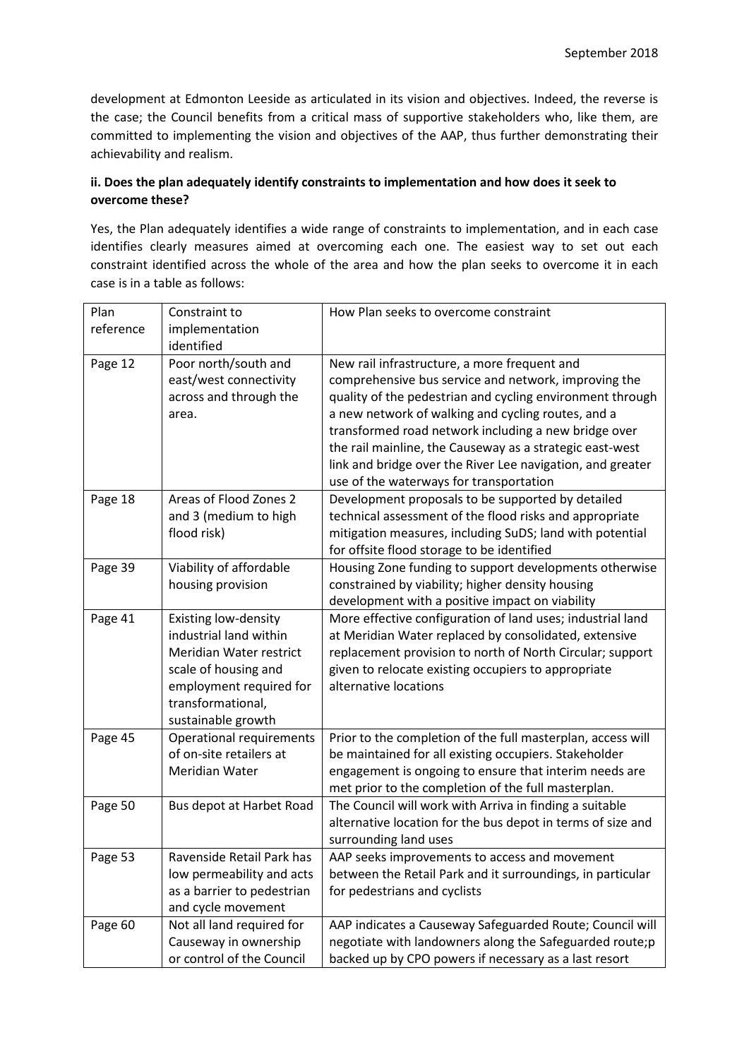development at Edmonton Leeside as articulated in its vision and objectives. Indeed, the reverse is the case; the Council benefits from a critical mass of supportive stakeholders who, like them, are committed to implementing the vision and objectives of the AAP, thus further demonstrating their achievability and realism.

**ii. Does the plan adequately identify constraints to implementation and how does it seek to overcome these?**

Yes, the Plan adequately identifies a wide range of constraints to implementation, and in each case identifies clearly measures aimed at overcoming each one. The easiest way to set out each constraint identified across the whole of the area and how the plan seeks to overcome it in each case is in a table as follows:

| Plan reference | Constraint to implementation identified | How Plan seeks to overcome constraint |
|---|---|---|
| Page 12 | Poor north/south and east/west connectivity across and through the area. | New rail infrastructure, a more frequent and comprehensive bus service and network, improving the quality of the pedestrian and cycling environment through a new network of walking and cycling routes, and a transformed road network including a new bridge over the rail mainline, the Causeway as a strategic east-west link and bridge over the River Lee navigation, and greater use of the waterways for transportation |
| Page 18 | Areas of Flood Zones 2 and 3 (medium to high flood risk) | Development proposals to be supported by detailed technical assessment of the flood risks and appropriate mitigation measures, including SuDS; land with potential for offsite flood storage to be identified |
| Page 39 | Viability of affordable housing provision | Housing Zone funding to support developments otherwise constrained by viability; higher density housing development with a positive impact on viability |
| Page 41 | Existing low-density industrial land within Meridian Water restrict scale of housing and employment required for transformational, sustainable growth | More effective configuration of land uses; industrial land at Meridian Water replaced by consolidated, extensive replacement provision to north of North Circular; support given to relocate existing occupiers to appropriate alternative locations |
| Page 45 | Operational requirements of on-site retailers at Meridian Water | Prior to the completion of the full masterplan, access will be maintained for all existing occupiers. Stakeholder engagement is ongoing to ensure that interim needs are met prior to the completion of the full masterplan. |
| Page 50 | Bus depot at Harbet Road | The Council will work with Arriva in finding a suitable alternative location for the bus depot in terms of size and surrounding land uses |
| Page 53 | Ravenside Retail Park has low permeability and acts as a barrier to pedestrian and cycle movement | AAP seeks improvements to access and movement between the Retail Park and it surroundings, in particular for pedestrians and cyclists |
| Page 60 | Not all land required for Causeway in ownership or control of the Council | AAP indicates a Causeway Safeguarded Route; Council will negotiate with landowners along the Safeguarded route;p backed up by CPO powers if necessary as a last resort |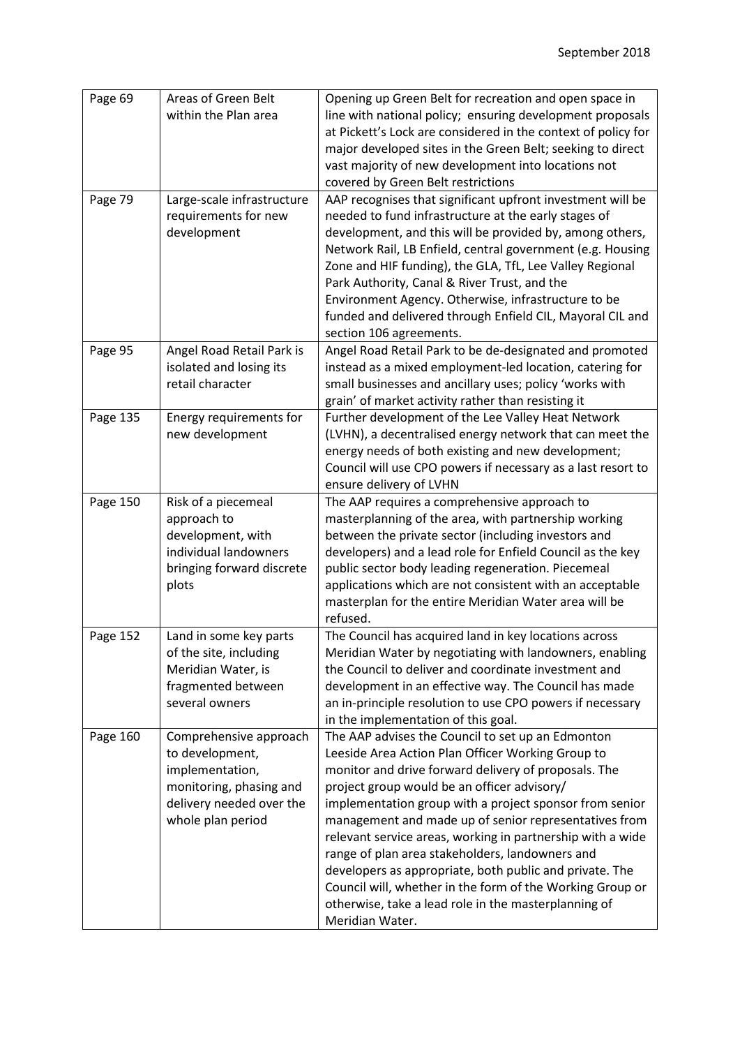| Page 69 | Areas of Green Belt within the Plan area | Opening up Green Belt for recreation and open space in line with national policy; ensuring development proposals at Pickett's Lock are considered in the context of policy for major developed sites in the Green Belt; seeking to direct vast majority of new development into locations not covered by Green Belt restrictions |
|---|---|---|
| Page 79 | Large-scale infrastructure requirements for new development | AAP recognises that significant upfront investment will be needed to fund infrastructure at the early stages of development, and this will be provided by, among others, Network Rail, LB Enfield, central government (e.g. Housing Zone and HIF funding), the GLA, TfL, Lee Valley Regional Park Authority, Canal & River Trust, and the Environment Agency. Otherwise, infrastructure to be funded and delivered through Enfield CIL, Mayoral CIL and section 106 agreements. |
| Page 95 | Angel Road Retail Park is isolated and losing its retail character | Angel Road Retail Park to be de-designated and promoted instead as a mixed employment-led location, catering for small businesses and ancillary uses; policy 'works with grain' of market activity rather than resisting it |
| Page 135 | Energy requirements for new development | Further development of the Lee Valley Heat Network (LVHN), a decentralised energy network that can meet the energy needs of both existing and new development; Council will use CPO powers if necessary as a last resort to ensure delivery of LVHN |
| Page 150 | Risk of a piecemeal approach to development, with individual landowners bringing forward discrete plots | The AAP requires a comprehensive approach to masterplanning of the area, with partnership working between the private sector (including investors and developers) and a lead role for Enfield Council as the key public sector body leading regeneration. Piecemeal applications which are not consistent with an acceptable masterplan for the entire Meridian Water area will be refused. |
| Page 152 | Land in some key parts of the site, including Meridian Water, is fragmented between several owners | The Council has acquired land in key locations across Meridian Water by negotiating with landowners, enabling the Council to deliver and coordinate investment and development in an effective way. The Council has made an in-principle resolution to use CPO powers if necessary in the implementation of this goal. |
| Page 160 | Comprehensive approach to development, implementation, monitoring, phasing and delivery needed over the whole plan period | The AAP advises the Council to set up an Edmonton Leeside Area Action Plan Officer Working Group to monitor and drive forward delivery of proposals. The project group would be an officer advisory/ implementation group with a project sponsor from senior management and made up of senior representatives from relevant service areas, working in partnership with a wide range of plan area stakeholders, landowners and developers as appropriate, both public and private. The Council will, whether in the form of the Working Group or otherwise, take a lead role in the masterplanning of Meridian Water. |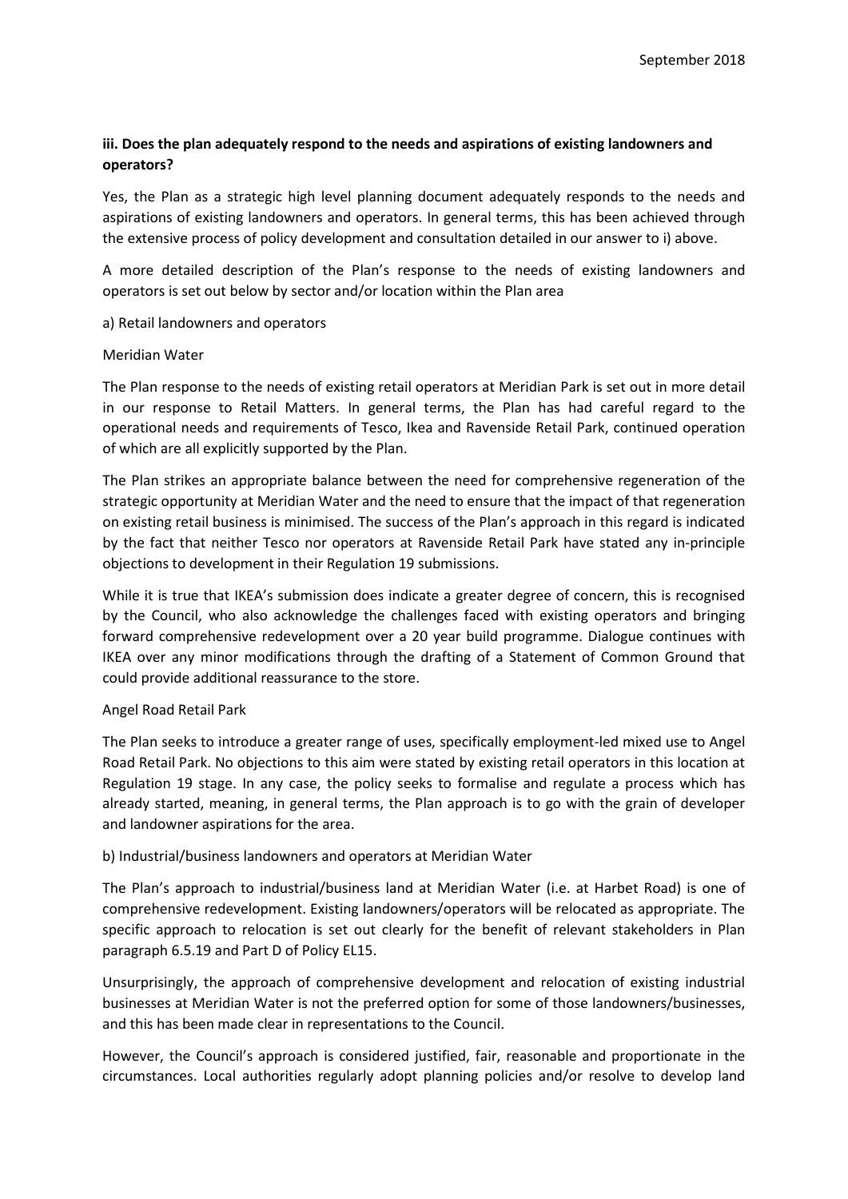**iii. Does the plan adequately respond to the needs and aspirations of existing landowners and operators?**

Yes, the Plan as a strategic high level planning document adequately responds to the needs and aspirations of existing landowners and operators. In general terms, this has been achieved through the extensive process of policy development and consultation detailed in our answer to i) above.

A more detailed description of the Plan's response to the needs of existing landowners and operators is set out below by sector and/or location within the Plan area

a) Retail landowners and operators

Meridian Water

The Plan response to the needs of existing retail operators at Meridian Park is set out in more detail in our response to Retail Matters. In general terms, the Plan has had careful regard to the operational needs and requirements of Tesco, Ikea and Ravenside Retail Park, continued operation of which are all explicitly supported by the Plan.

The Plan strikes an appropriate balance between the need for comprehensive regeneration of the strategic opportunity at Meridian Water and the need to ensure that the impact of that regeneration on existing retail business is minimised. The success of the Plan's approach in this regard is indicated by the fact that neither Tesco nor operators at Ravenside Retail Park have stated any in-principle objections to development in their Regulation 19 submissions.

While it is true that IKEA's submission does indicate a greater degree of concern, this is recognised by the Council, who also acknowledge the challenges faced with existing operators and bringing forward comprehensive redevelopment over a 20 year build programme. Dialogue continues with IKEA over any minor modifications through the drafting of a Statement of Common Ground that could provide additional reassurance to the store.

Angel Road Retail Park

The Plan seeks to introduce a greater range of uses, specifically employment-led mixed use to Angel Road Retail Park. No objections to this aim were stated by existing retail operators in this location at Regulation 19 stage. In any case, the policy seeks to formalise and regulate a process which has already started, meaning, in general terms, the Plan approach is to go with the grain of developer and landowner aspirations for the area.

b) Industrial/business landowners and operators at Meridian Water

The Plan's approach to industrial/business land at Meridian Water (i.e. at Harbet Road) is one of comprehensive redevelopment. Existing landowners/operators will be relocated as appropriate. The specific approach to relocation is set out clearly for the benefit of relevant stakeholders in Plan paragraph 6.5.19 and Part D of Policy EL15.

Unsurprisingly, the approach of comprehensive development and relocation of existing industrial businesses at Meridian Water is not the preferred option for some of those landowners/businesses, and this has been made clear in representations to the Council.

However, the Council's approach is considered justified, fair, reasonable and proportionate in the circumstances. Local authorities regularly adopt planning policies and/or resolve to develop land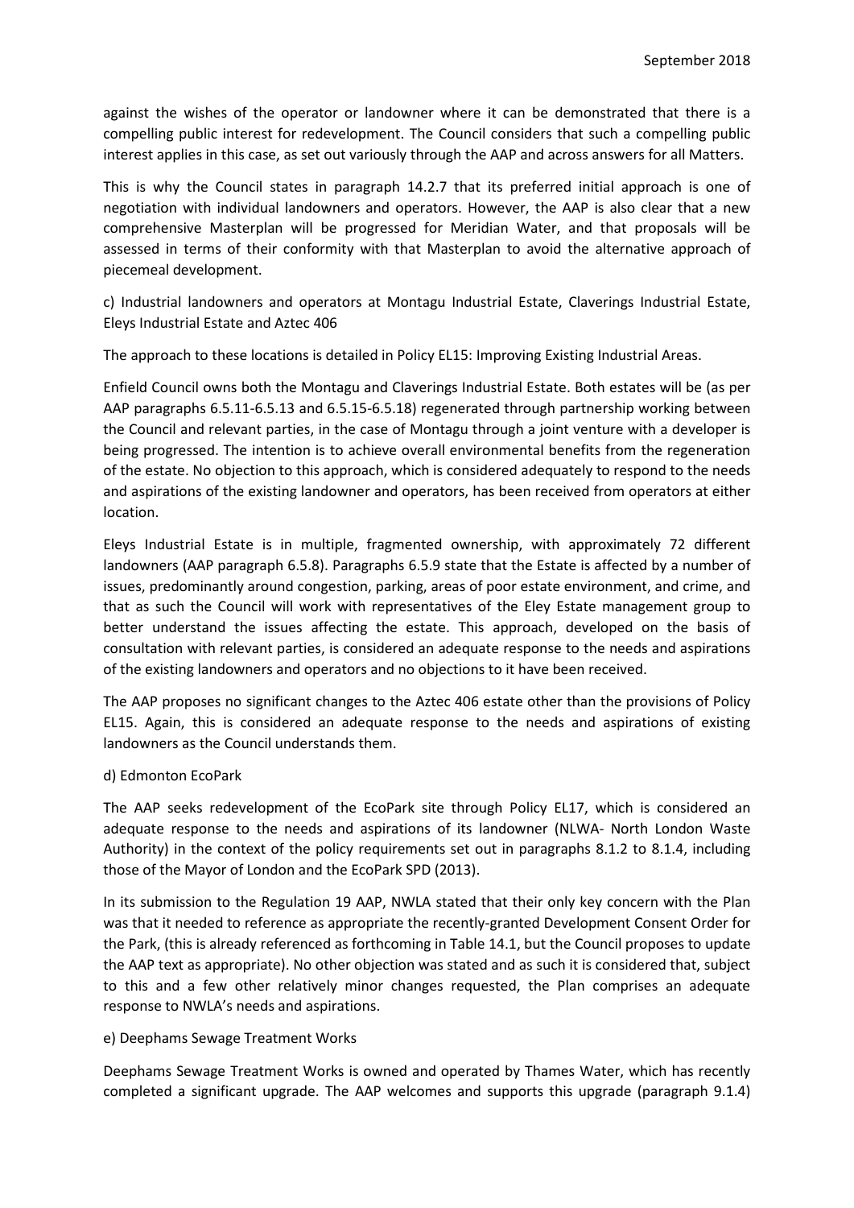against the wishes of the operator or landowner where it can be demonstrated that there is a compelling public interest for redevelopment. The Council considers that such a compelling public interest applies in this case, as set out variously through the AAP and across answers for all Matters.

This is why the Council states in paragraph 14.2.7 that its preferred initial approach is one of negotiation with individual landowners and operators. However, the AAP is also clear that a new comprehensive Masterplan will be progressed for Meridian Water, and that proposals will be assessed in terms of their conformity with that Masterplan to avoid the alternative approach of piecemeal development.

c) Industrial landowners and operators at Montagu Industrial Estate, Claverings Industrial Estate, Eleys Industrial Estate and Aztec 406

The approach to these locations is detailed in Policy EL15: Improving Existing Industrial Areas.

Enfield Council owns both the Montagu and Claverings Industrial Estate. Both estates will be (as per AAP paragraphs 6.5.11-6.5.13 and 6.5.15-6.5.18) regenerated through partnership working between the Council and relevant parties, in the case of Montagu through a joint venture with a developer is being progressed. The intention is to achieve overall environmental benefits from the regeneration of the estate. No objection to this approach, which is considered adequately to respond to the needs and aspirations of the existing landowner and operators, has been received from operators at either location.

Eleys Industrial Estate is in multiple, fragmented ownership, with approximately 72 different landowners (AAP paragraph 6.5.8). Paragraphs 6.5.9 state that the Estate is affected by a number of issues, predominantly around congestion, parking, areas of poor estate environment, and crime, and that as such the Council will work with representatives of the Eley Estate management group to better understand the issues affecting the estate. This approach, developed on the basis of consultation with relevant parties, is considered an adequate response to the needs and aspirations of the existing landowners and operators and no objections to it have been received.

The AAP proposes no significant changes to the Aztec 406 estate other than the provisions of Policy EL15. Again, this is considered an adequate response to the needs and aspirations of existing landowners as the Council understands them.

d) Edmonton EcoPark

The AAP seeks redevelopment of the EcoPark site through Policy EL17, which is considered an adequate response to the needs and aspirations of its landowner (NLWA- North London Waste Authority) in the context of the policy requirements set out in paragraphs 8.1.2 to 8.1.4, including those of the Mayor of London and the EcoPark SPD (2013).

In its submission to the Regulation 19 AAP, NWLA stated that their only key concern with the Plan was that it needed to reference as appropriate the recently-granted Development Consent Order for the Park, (this is already referenced as forthcoming in Table 14.1, but the Council proposes to update the AAP text as appropriate). No other objection was stated and as such it is considered that, subject to this and a few other relatively minor changes requested, the Plan comprises an adequate response to NWLA's needs and aspirations.

e) Deephams Sewage Treatment Works

Deephams Sewage Treatment Works is owned and operated by Thames Water, which has recently completed a significant upgrade. The AAP welcomes and supports this upgrade (paragraph 9.1.4)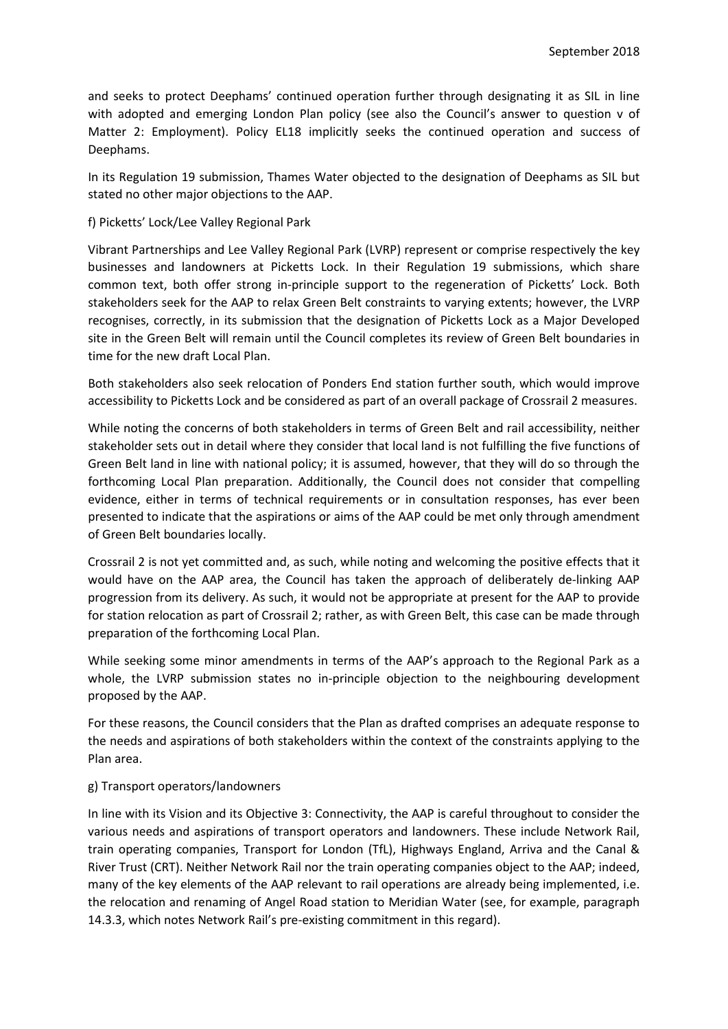and seeks to protect Deephams' continued operation further through designating it as SIL in line with adopted and emerging London Plan policy (see also the Council's answer to question v of Matter 2: Employment). Policy EL18 implicitly seeks the continued operation and success of Deephams.

In its Regulation 19 submission, Thames Water objected to the designation of Deephams as SIL but stated no other major objections to the AAP.

f) Picketts' Lock/Lee Valley Regional Park

Vibrant Partnerships and Lee Valley Regional Park (LVRP) represent or comprise respectively the key businesses and landowners at Picketts Lock. In their Regulation 19 submissions, which share common text, both offer strong in-principle support to the regeneration of Picketts' Lock. Both stakeholders seek for the AAP to relax Green Belt constraints to varying extents; however, the LVRP recognises, correctly, in its submission that the designation of Picketts Lock as a Major Developed site in the Green Belt will remain until the Council completes its review of Green Belt boundaries in time for the new draft Local Plan.

Both stakeholders also seek relocation of Ponders End station further south, which would improve accessibility to Picketts Lock and be considered as part of an overall package of Crossrail 2 measures.

While noting the concerns of both stakeholders in terms of Green Belt and rail accessibility, neither stakeholder sets out in detail where they consider that local land is not fulfilling the five functions of Green Belt land in line with national policy; it is assumed, however, that they will do so through the forthcoming Local Plan preparation. Additionally, the Council does not consider that compelling evidence, either in terms of technical requirements or in consultation responses, has ever been presented to indicate that the aspirations or aims of the AAP could be met only through amendment of Green Belt boundaries locally.

Crossrail 2 is not yet committed and, as such, while noting and welcoming the positive effects that it would have on the AAP area, the Council has taken the approach of deliberately de-linking AAP progression from its delivery. As such, it would not be appropriate at present for the AAP to provide for station relocation as part of Crossrail 2; rather, as with Green Belt, this case can be made through preparation of the forthcoming Local Plan.

While seeking some minor amendments in terms of the AAP's approach to the Regional Park as a whole, the LVRP submission states no in-principle objection to the neighbouring development proposed by the AAP.

For these reasons, the Council considers that the Plan as drafted comprises an adequate response to the needs and aspirations of both stakeholders within the context of the constraints applying to the Plan area.

g) Transport operators/landowners

In line with its Vision and its Objective 3: Connectivity, the AAP is careful throughout to consider the various needs and aspirations of transport operators and landowners. These include Network Rail, train operating companies, Transport for London (TfL), Highways England, Arriva and the Canal & River Trust (CRT). Neither Network Rail nor the train operating companies object to the AAP; indeed, many of the key elements of the AAP relevant to rail operations are already being implemented, i.e. the relocation and renaming of Angel Road station to Meridian Water (see, for example, paragraph 14.3.3, which notes Network Rail's pre-existing commitment in this regard).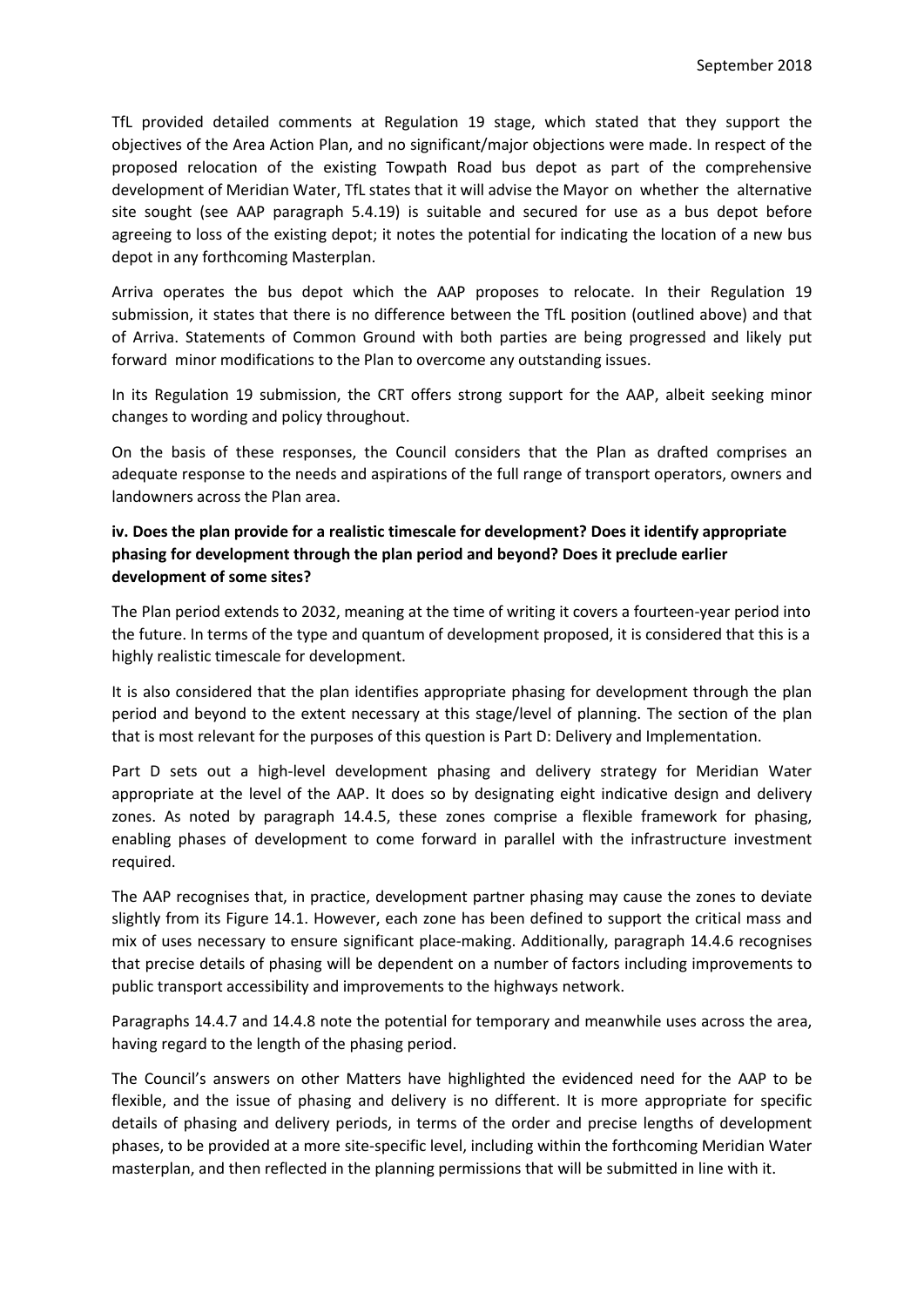TfL provided detailed comments at Regulation 19 stage, which stated that they support the objectives of the Area Action Plan, and no significant/major objections were made. In respect of the proposed relocation of the existing Towpath Road bus depot as part of the comprehensive development of Meridian Water, TfL states that it will advise the Mayor on whether the alternative site sought (see AAP paragraph 5.4.19) is suitable and secured for use as a bus depot before agreeing to loss of the existing depot; it notes the potential for indicating the location of a new bus depot in any forthcoming Masterplan.

Arriva operates the bus depot which the AAP proposes to relocate. In their Regulation 19 submission, it states that there is no difference between the TfL position (outlined above) and that of Arriva. Statements of Common Ground with both parties are being progressed and likely put forward minor modifications to the Plan to overcome any outstanding issues.

In its Regulation 19 submission, the CRT offers strong support for the AAP, albeit seeking minor changes to wording and policy throughout.

On the basis of these responses, the Council considers that the Plan as drafted comprises an adequate response to the needs and aspirations of the full range of transport operators, owners and landowners across the Plan area.

**iv. Does the plan provide for a realistic timescale for development? Does it identify appropriate phasing for development through the plan period and beyond? Does it preclude earlier development of some sites?**

The Plan period extends to 2032, meaning at the time of writing it covers a fourteen-year period into the future. In terms of the type and quantum of development proposed, it is considered that this is a highly realistic timescale for development.

It is also considered that the plan identifies appropriate phasing for development through the plan period and beyond to the extent necessary at this stage/level of planning. The section of the plan that is most relevant for the purposes of this question is Part D: Delivery and Implementation.

Part D sets out a high-level development phasing and delivery strategy for Meridian Water appropriate at the level of the AAP. It does so by designating eight indicative design and delivery zones. As noted by paragraph 14.4.5, these zones comprise a flexible framework for phasing, enabling phases of development to come forward in parallel with the infrastructure investment required.

The AAP recognises that, in practice, development partner phasing may cause the zones to deviate slightly from its Figure 14.1. However, each zone has been defined to support the critical mass and mix of uses necessary to ensure significant place-making. Additionally, paragraph 14.4.6 recognises that precise details of phasing will be dependent on a number of factors including improvements to public transport accessibility and improvements to the highways network.

Paragraphs 14.4.7 and 14.4.8 note the potential for temporary and meanwhile uses across the area, having regard to the length of the phasing period.

The Council's answers on other Matters have highlighted the evidenced need for the AAP to be flexible, and the issue of phasing and delivery is no different. It is more appropriate for specific details of phasing and delivery periods, in terms of the order and precise lengths of development phases, to be provided at a more site-specific level, including within the forthcoming Meridian Water masterplan, and then reflected in the planning permissions that will be submitted in line with it.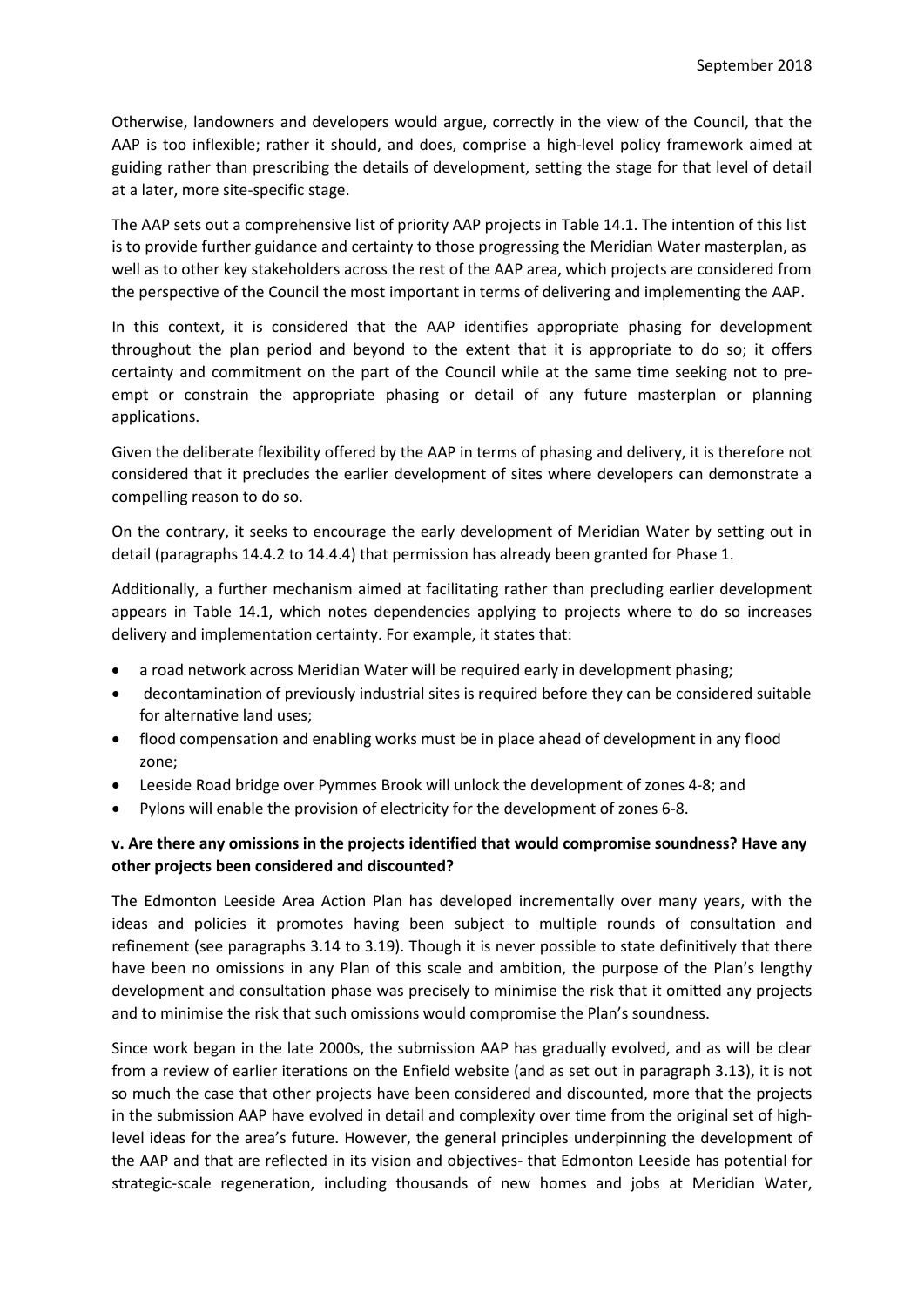Otherwise, landowners and developers would argue, correctly in the view of the Council, that the AAP is too inflexible; rather it should, and does, comprise a high-level policy framework aimed at guiding rather than prescribing the details of development, setting the stage for that level of detail at a later, more site-specific stage.

The AAP sets out a comprehensive list of priority AAP projects in Table 14.1. The intention of this list is to provide further guidance and certainty to those progressing the Meridian Water masterplan, as well as to other key stakeholders across the rest of the AAP area, which projects are considered from the perspective of the Council the most important in terms of delivering and implementing the AAP.

In this context, it is considered that the AAP identifies appropriate phasing for development throughout the plan period and beyond to the extent that it is appropriate to do so; it offers certainty and commitment on the part of the Council while at the same time seeking not to pre-empt or constrain the appropriate phasing or detail of any future masterplan or planning applications.

Given the deliberate flexibility offered by the AAP in terms of phasing and delivery, it is therefore not considered that it precludes the earlier development of sites where developers can demonstrate a compelling reason to do so.

On the contrary, it seeks to encourage the early development of Meridian Water by setting out in detail (paragraphs 14.4.2 to 14.4.4) that permission has already been granted for Phase 1.

Additionally, a further mechanism aimed at facilitating rather than precluding earlier development appears in Table 14.1, which notes dependencies applying to projects where to do so increases delivery and implementation certainty. For example, it states that:

- a road network across Meridian Water will be required early in development phasing;
- decontamination of previously industrial sites is required before they can be considered suitable for alternative land uses;
- flood compensation and enabling works must be in place ahead of development in any flood zone;
- Leeside Road bridge over Pymmes Brook will unlock the development of zones 4-8; and
- Pylons will enable the provision of electricity for the development of zones 6-8.

**v. Are there any omissions in the projects identified that would compromise soundness? Have any other projects been considered and discounted?**

The Edmonton Leeside Area Action Plan has developed incrementally over many years, with the ideas and policies it promotes having been subject to multiple rounds of consultation and refinement (see paragraphs 3.14 to 3.19). Though it is never possible to state definitively that there have been no omissions in any Plan of this scale and ambition, the purpose of the Plan's lengthy development and consultation phase was precisely to minimise the risk that it omitted any projects and to minimise the risk that such omissions would compromise the Plan's soundness.

Since work began in the late 2000s, the submission AAP has gradually evolved, and as will be clear from a review of earlier iterations on the Enfield website (and as set out in paragraph 3.13), it is not so much the case that other projects have been considered and discounted, more that the projects in the submission AAP have evolved in detail and complexity over time from the original set of high-level ideas for the area's future. However, the general principles underpinning the development of the AAP and that are reflected in its vision and objectives- that Edmonton Leeside has potential for strategic-scale regeneration, including thousands of new homes and jobs at Meridian Water,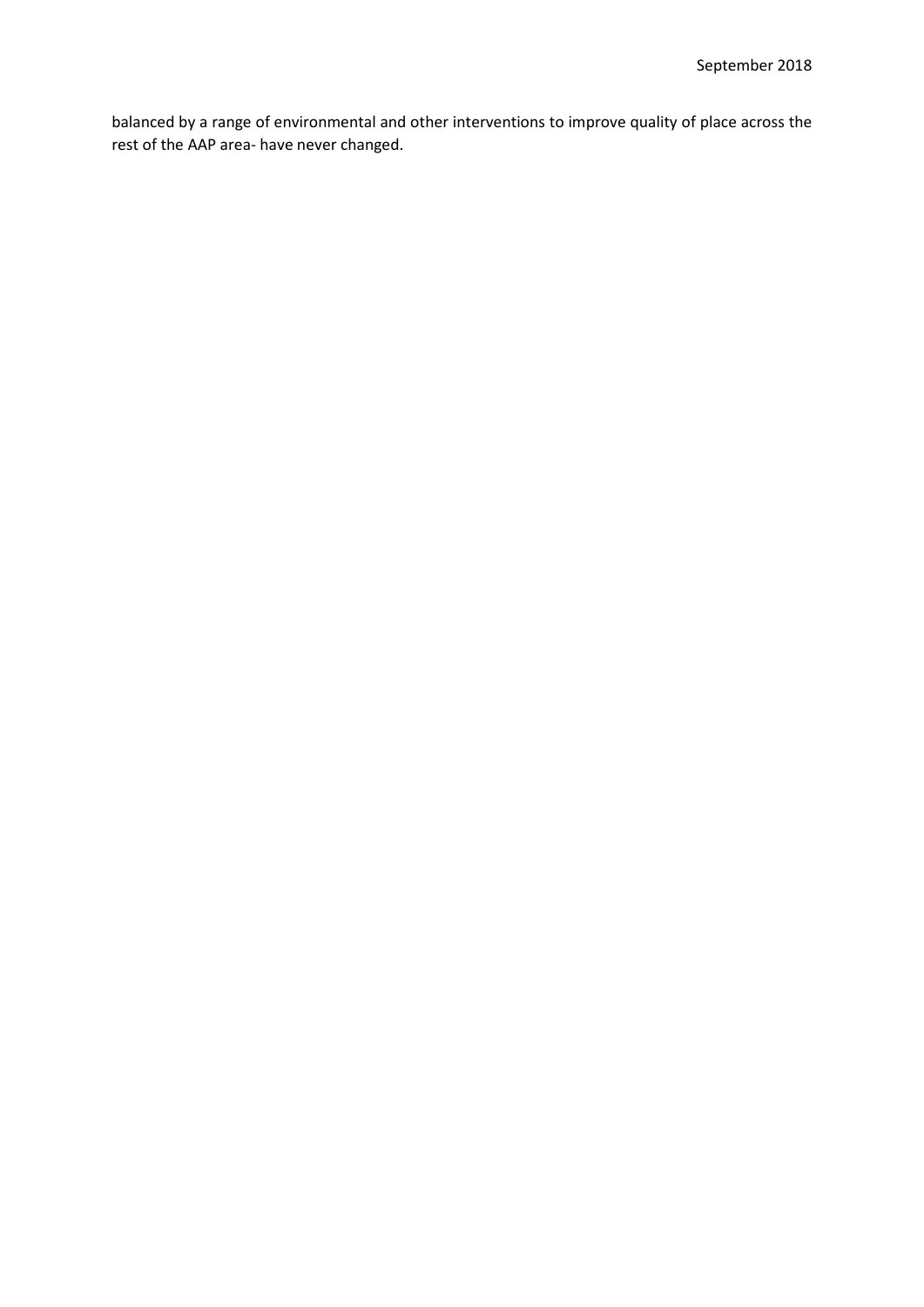balanced by a range of environmental and other interventions to improve quality of place across the rest of the AAP area- have never changed.